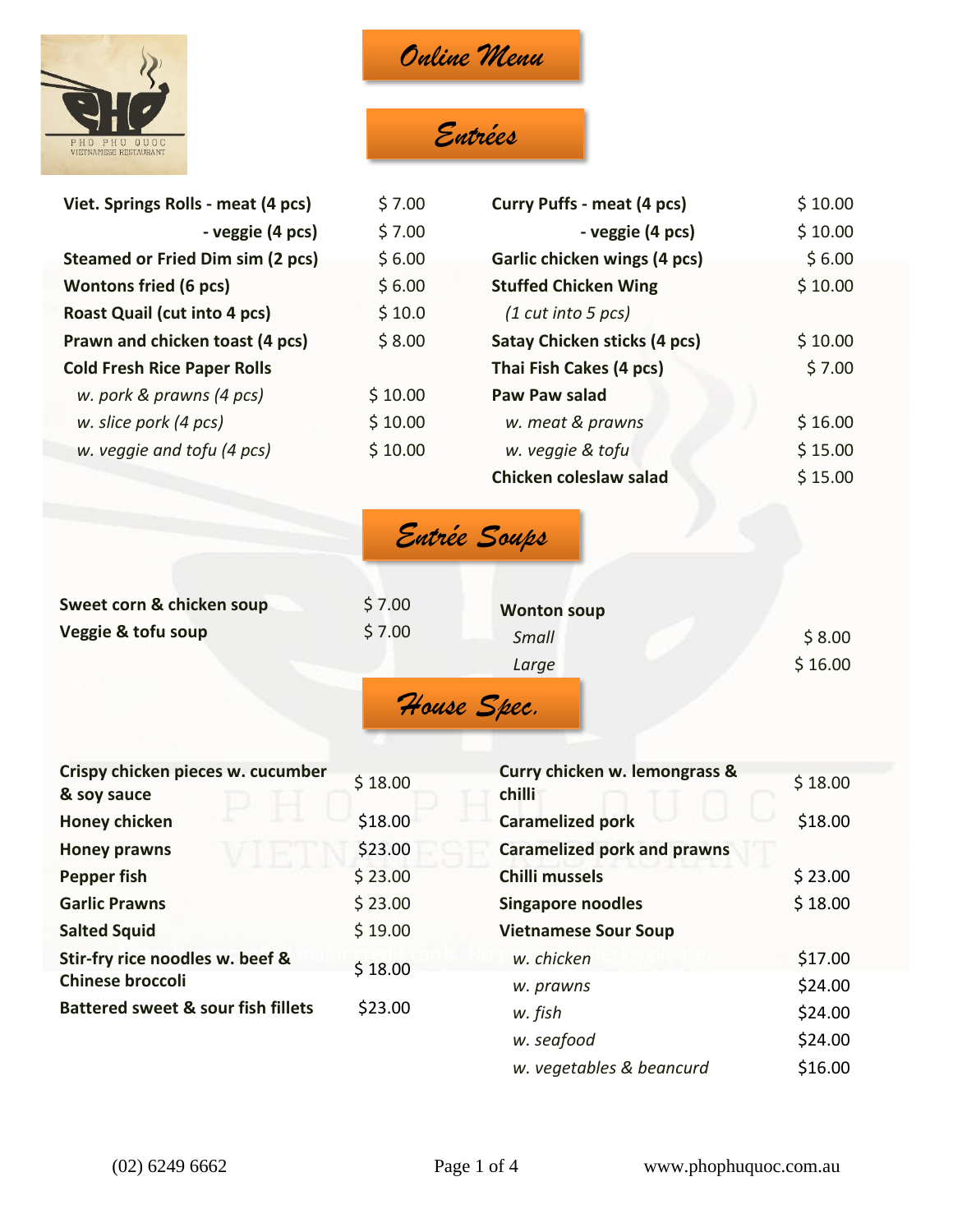# Online Menu

## Entrées

| Item | Price |
|---|---|
| **Viet. Springs Rolls - meat (4 pcs)** | $ 7.00 |
| **- veggie (4 pcs)** | $ 7.00 |
| **Steamed or Fried Dim sim (2 pcs)** | $ 6.00 |
| **Wontons fried (6 pcs)** | $ 6.00 |
| **Roast Quail (cut into 4 pcs)** | $ 10.0 |
| **Prawn and chicken toast (4 pcs)** | $ 8.00 |
| **Cold Fresh Rice Paper Rolls** | |
| *w. pork & prawns (4 pcs)* | $ 10.00 |
| *w. slice pork (4 pcs)* | $ 10.00 |
| *w. veggie and tofu (4 pcs)* | $ 10.00 |
| **Curry Puffs - meat (4 pcs)** | $ 10.00 |
| **- veggie (4 pcs)** | $ 10.00 |
| **Garlic chicken wings (4 pcs)** | $ 6.00 |
| **Stuffed Chicken Wing** *(1 cut into 5 pcs)* | $ 10.00 |
| **Satay Chicken sticks (4 pcs)** | $ 10.00 |
| **Thai Fish Cakes (4 pcs)** | $ 7.00 |
| **Paw Paw salad** | |
| *w. meat & prawns* | $ 16.00 |
| *w. veggie & tofu* | $ 15.00 |
| **Chicken coleslaw salad** | $ 15.00 |

## Entrée Soups

| Item | Price |
|---|---|
| **Sweet corn & chicken soup** | $ 7.00 |
| **Veggie & tofu soup** | $ 7.00 |
| **Wonton soup** | |
| *Small* | $ 8.00 |
| *Large* | $ 16.00 |

## House Spec.

| Item | Price |
|---|---|
| **Crispy chicken pieces w. cucumber & soy sauce** | $ 18.00 |
| **Honey chicken** | $18.00 |
| **Honey prawns** | $23.00 |
| **Pepper fish** | $ 23.00 |
| **Garlic Prawns** | $ 23.00 |
| **Salted Squid** | $ 19.00 |
| **Stir-fry rice noodles w. beef & Chinese broccoli** | $ 18.00 |
| **Battered sweet & sour fish fillets** | $23.00 |
| **Curry chicken w. lemongrass & chilli** | $ 18.00 |
| **Caramelized pork** | $18.00 |
| **Caramelized pork and prawns** | |
| **Chilli mussels** | $ 23.00 |
| **Singapore noodles** | $ 18.00 |
| **Vietnamese Sour Soup** | |
| *w. chicken* | $17.00 |
| *w. prawns* | $24.00 |
| *w. fish* | $24.00 |
| *w. seafood* | $24.00 |
| *w. vegetables & beancurd* | $16.00 |

(02) 6249 6662 www.phophuquoc.com.au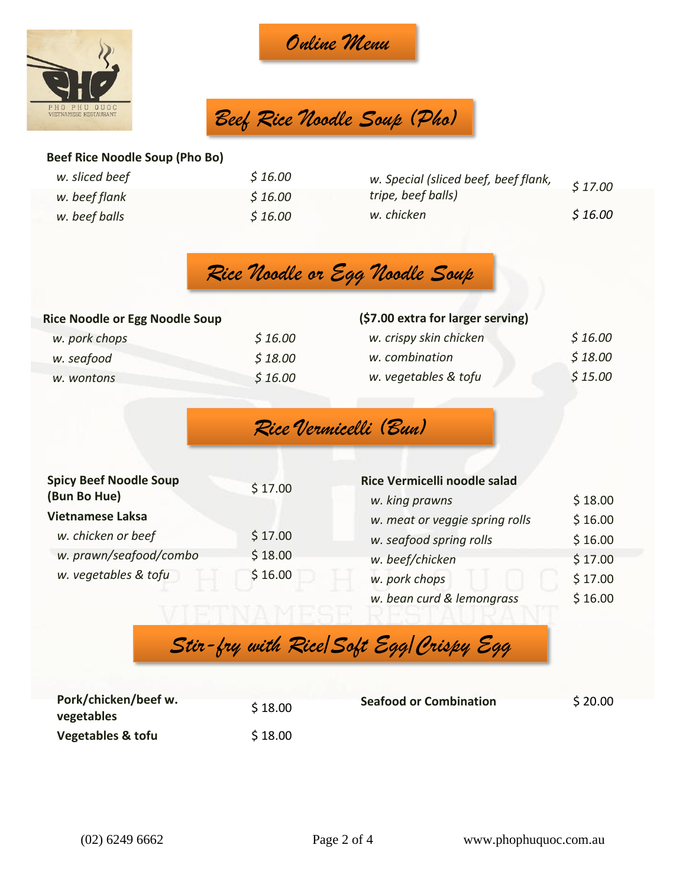# Online Menu

## Beef Rice Noodle Soup (Pho)

**Beef Rice Noodle Soup (Pho Bo)**

| Item | Price |
|---|---|
| *w. sliced beef* | *$ 16.00* |
| *w. beef flank* | *$ 16.00* |
| *w. beef balls* | *$ 16.00* |
| *w. Special (sliced beef, beef flank, tripe, beef balls)* | *$ 17.00* |
| *w. chicken* | *$ 16.00* |

## Rice Noodle or Egg Noodle Soup

**Rice Noodle or Egg Noodle Soup**

**($7.00 extra for larger serving)**

| Item | Price |
|---|---|
| *w. pork chops* | *$ 16.00* |
| *w. seafood* | *$ 18.00* |
| *w. wontons* | *$ 16.00* |
| *w. crispy skin chicken* | *$ 16.00* |
| *w. combination* | *$ 18.00* |
| *w. vegetables & tofu* | *$ 15.00* |

## Rice Vermicelli (Bun)

| Item | Price |
|---|---|
| **Spicy Beef Noodle Soup (Bun Bo Hue)** | $ 17.00 |
| **Vietnamese Laksa** | |
| *w. chicken or beef* | $ 17.00 |
| *w. prawn/seafood/combo* | $ 18.00 |
| *w. vegetables & tofu* | $ 16.00 |

**Rice Vermicelli noodle salad**

| Item | Price |
|---|---|
| *w. king prawns* | $ 18.00 |
| *w. meat or veggie spring rolls* | $ 16.00 |
| *w. seafood spring rolls* | $ 16.00 |
| *w. beef/chicken* | $ 17.00 |
| *w. pork chops* | $ 17.00 |
| *w. bean curd & lemongrass* | $ 16.00 |

## Stir-fry with Rice/Soft Egg/Crispy Egg

| Item | Price |
|---|---|
| **Pork/chicken/beef w. vegetables** | $ 18.00 |
| **Vegetables & tofu** | $ 18.00 |
| **Seafood or Combination** | $ 20.00 |

(02) 6249 6662 www.phophuquoc.com.au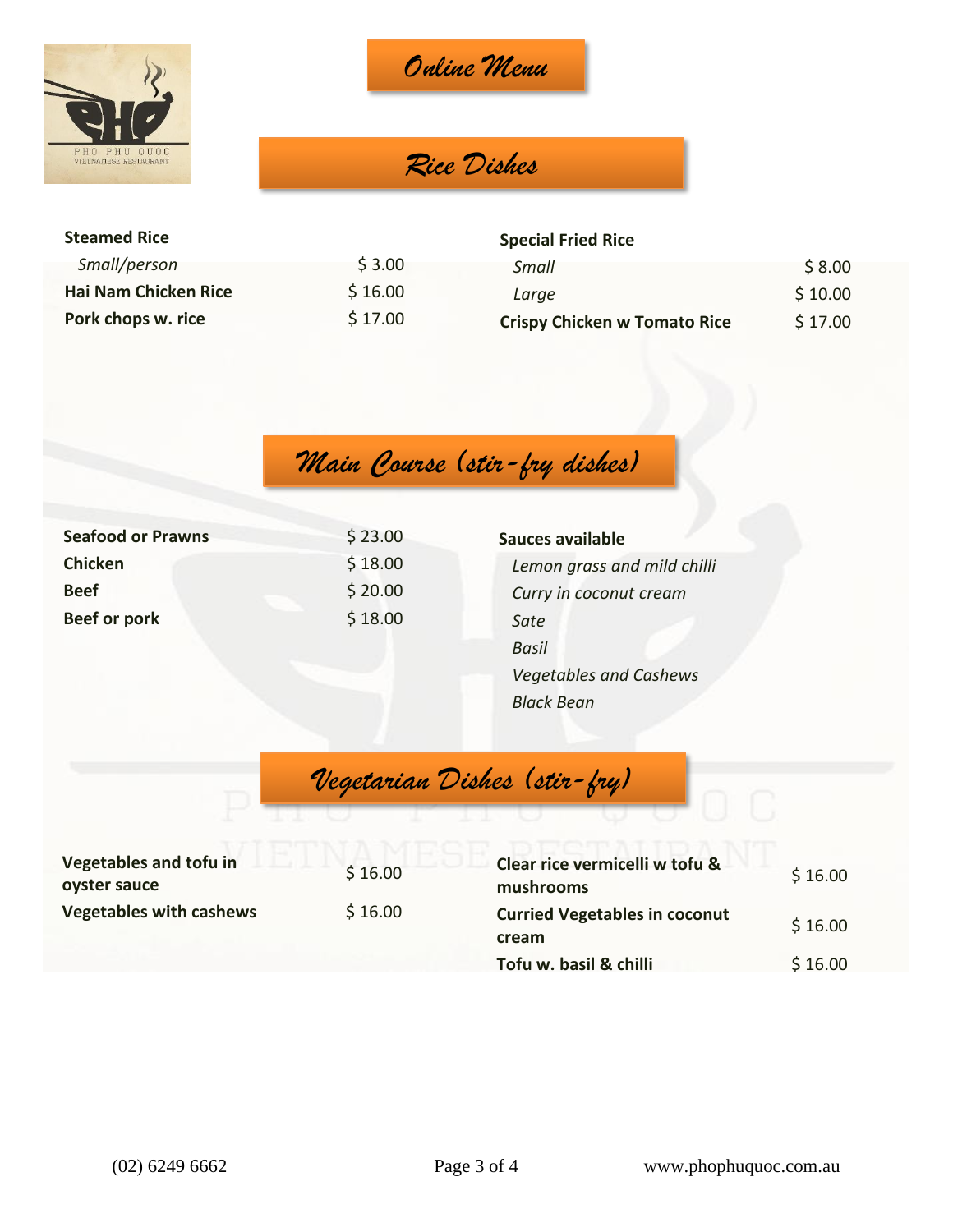# Online Menu

## Rice Dishes

| Item | Price |
|---|---|
| **Steamed Rice** | |
| *Small/person* | $ 3.00 |
| **Hai Nam Chicken Rice** | $ 16.00 |
| **Pork chops w. rice** | $ 17.00 |

| Item | Price |
|---|---|
| **Special Fried Rice** | |
| *Small* | $ 8.00 |
| *Large* | $ 10.00 |
| **Crispy Chicken w Tomato Rice** | $ 17.00 |

## Main Course (stir-fry dishes)

| Item | Price |
|---|---|
| **Seafood or Prawns** | $ 23.00 |
| **Chicken** | $ 18.00 |
| **Beef** | $ 20.00 |
| **Beef or pork** | $ 18.00 |

**Sauces available**

*Lemon grass and mild chilli*
*Curry in coconut cream*
*Sate*
*Basil*
*Vegetables and Cashews*
*Black Bean*

## Vegetarian Dishes (stir-fry)

| Item | Price |
|---|---|
| **Vegetables and tofu in oyster sauce** | $ 16.00 |
| **Vegetables with cashews** | $ 16.00 |
| **Clear rice vermicelli w tofu & mushrooms** | $ 16.00 |
| **Curried Vegetables in coconut cream** | $ 16.00 |
| **Tofu w. basil & chilli** | $ 16.00 |

(02) 6249 6662 www.phophuquoc.com.au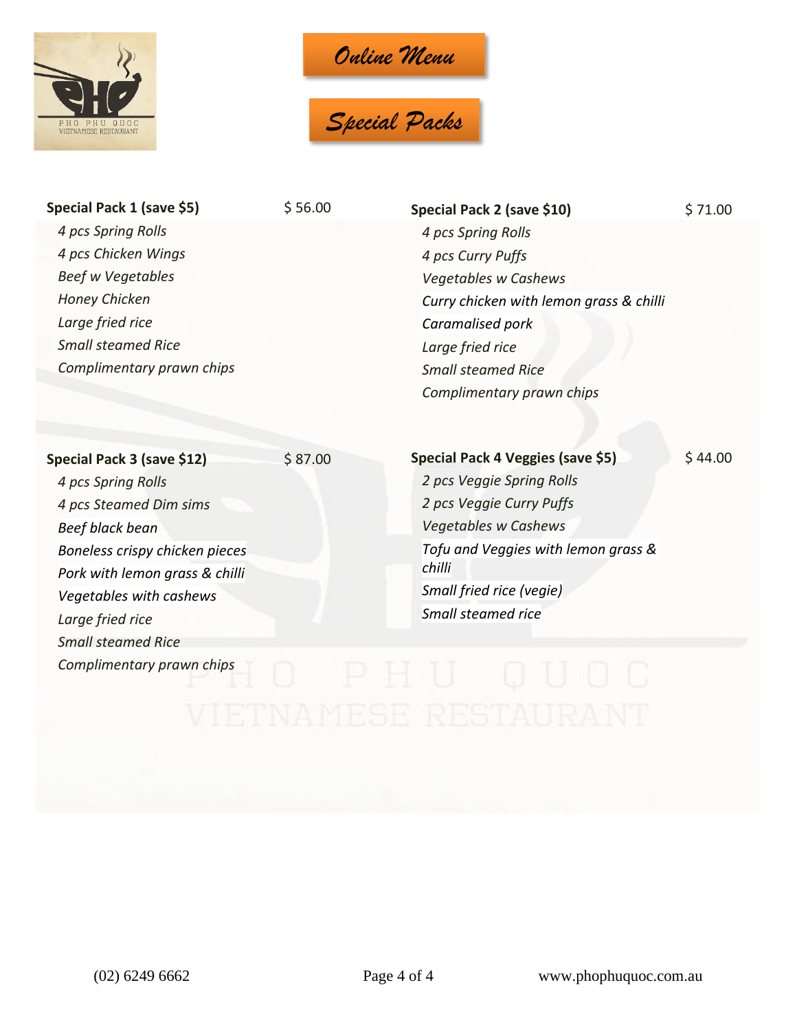# Online Menu

## Special Packs

**Special Pack 1 (save $5)** $ 56.00

*4 pcs Spring Rolls*
*4 pcs Chicken Wings*
*Beef w Vegetables*
*Honey Chicken*
*Large fried rice*
*Small steamed Rice*
*Complimentary prawn chips*

**Special Pack 2 (save $10)** $ 71.00

*4 pcs Spring Rolls*
*4 pcs Curry Puffs*
*Vegetables w Cashews*
*Curry chicken with lemon grass & chilli*
*Caramalised pork*
*Large fried rice*
*Small steamed Rice*
*Complimentary prawn chips*

**Special Pack 3 (save $12)** $ 87.00

*4 pcs Spring Rolls*
*4 pcs Steamed Dim sims*
*Beef black bean*
*Boneless crispy chicken pieces*
*Pork with lemon grass & chilli*
*Vegetables with cashews*
*Large fried rice*
*Small steamed Rice*
*Complimentary prawn chips*

**Special Pack 4 Veggies (save $5)** $ 44.00

*2 pcs Veggie Spring Rolls*
*2 pcs Veggie Curry Puffs*
*Vegetables w Cashews*
*Tofu and Veggies with lemon grass & chilli*
*Small fried rice (vegie)*
*Small steamed rice*

(02) 6249 6662 www.phophuquoc.com.au